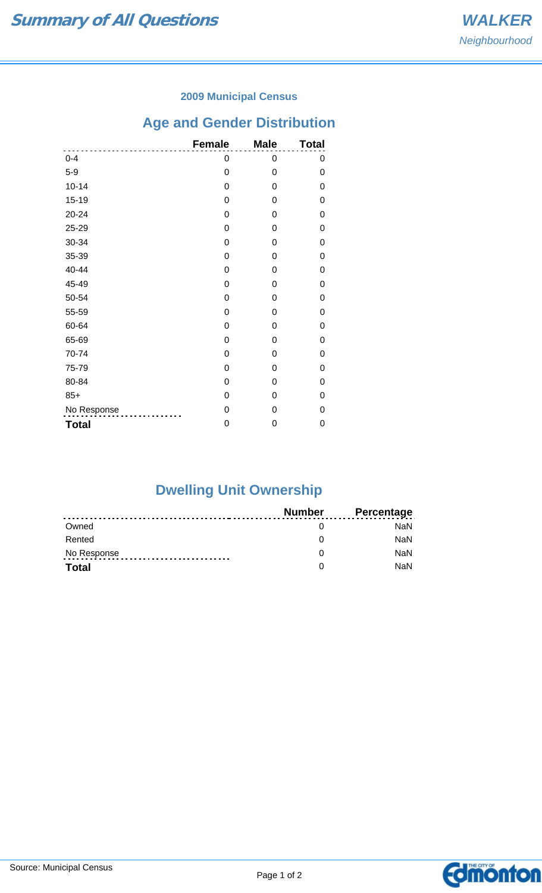# Summary of All Questions

**WALKER**
*Neighbourhood*

### 2009 Municipal Census

## Age and Gender Distribution

| | Female | Male | Total |
|---|---|---|---|
| 0-4 | 0 | 0 | 0 |
| 5-9 | 0 | 0 | 0 |
| 10-14 | 0 | 0 | 0 |
| 15-19 | 0 | 0 | 0 |
| 20-24 | 0 | 0 | 0 |
| 25-29 | 0 | 0 | 0 |
| 30-34 | 0 | 0 | 0 |
| 35-39 | 0 | 0 | 0 |
| 40-44 | 0 | 0 | 0 |
| 45-49 | 0 | 0 | 0 |
| 50-54 | 0 | 0 | 0 |
| 55-59 | 0 | 0 | 0 |
| 60-64 | 0 | 0 | 0 |
| 65-69 | 0 | 0 | 0 |
| 70-74 | 0 | 0 | 0 |
| 75-79 | 0 | 0 | 0 |
| 80-84 | 0 | 0 | 0 |
| 85+ | 0 | 0 | 0 |
| No Response | 0 | 0 | 0 |
| **Total** | 0 | 0 | 0 |

## Dwelling Unit Ownership

| | Number | Percentage |
|---|---|---|
| Owned | 0 | NaN |
| Rented | 0 | NaN |
| No Response | 0 | NaN |
| **Total** | 0 | NaN |

Source: Municipal Census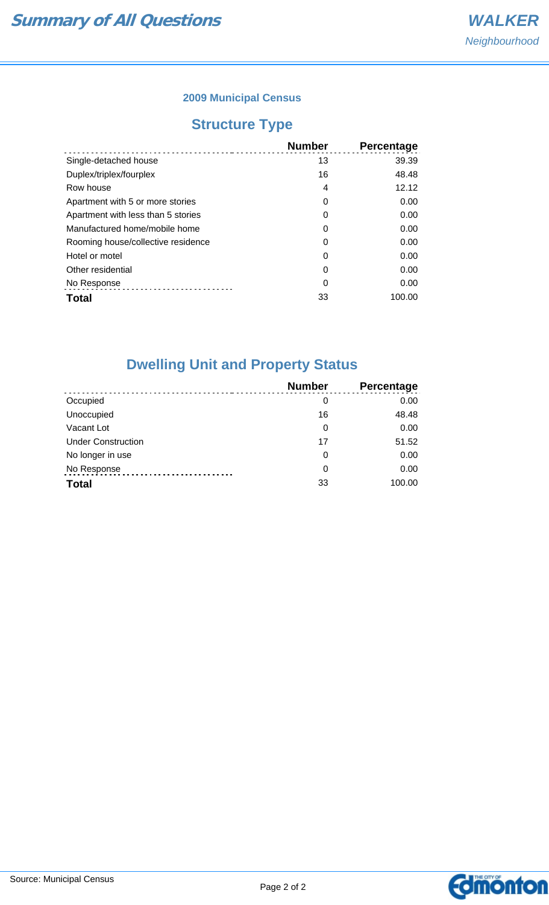# Summary of All Questions

**WALKER**
*Neighbourhood*

**2009 Municipal Census**

## Structure Type

| | Number | Percentage |
|---|---|---|
| Single-detached house | 13 | 39.39 |
| Duplex/triplex/fourplex | 16 | 48.48 |
| Row house | 4 | 12.12 |
| Apartment with 5 or more stories | 0 | 0.00 |
| Apartment with less than 5 stories | 0 | 0.00 |
| Manufactured home/mobile home | 0 | 0.00 |
| Rooming house/collective residence | 0 | 0.00 |
| Hotel or motel | 0 | 0.00 |
| Other residential | 0 | 0.00 |
| No Response | 0 | 0.00 |
| **Total** | 33 | 100.00 |

## Dwelling Unit and Property Status

| | Number | Percentage |
|---|---|---|
| Occupied | 0 | 0.00 |
| Unoccupied | 16 | 48.48 |
| Vacant Lot | 0 | 0.00 |
| Under Construction | 17 | 51.52 |
| No longer in use | 0 | 0.00 |
| No Response | 0 | 0.00 |
| **Total** | 33 | 100.00 |

Source: Municipal Census